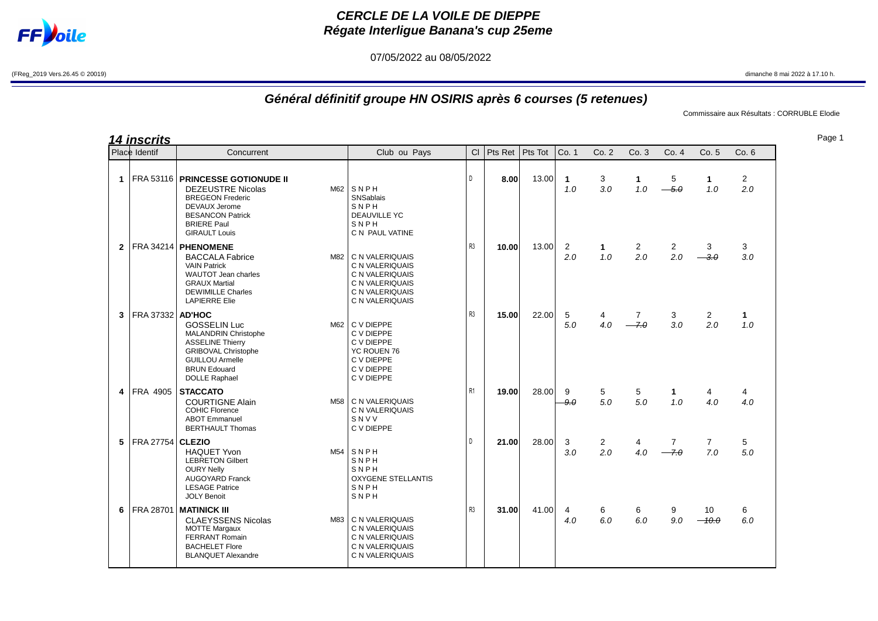# CERCLE DE LA VOILE DE DIEPPE
## Régate Interligue Banana's cup 25eme

07/05/2022 au 08/05/2022

(FReg_2019 Vers.26.45 © 20019)

dimanche 8 mai 2022 à 17.10 h.

## Général définitif groupe HN OSIRIS après 6 courses (5 retenues)

Commissaire aux Résultats : CORRUBLE Elodie

**14 inscrits**

| Place | Identif | Concurrent | | Club ou Pays | Cl | Pts Ret | Pts Tot | Co. 1 | Co. 2 | Co. 3 | Co. 4 | Co. 5 | Co. 6 |
|---|---|---|---|---|---|---|---|---|---|---|---|---|---|
| 1 | FRA 53116 | **PRINCESSE GOTIONUDE II** | | | D | **8.00** | 13.00 | **1** 1.0 | 3 3.0 | **1** 1.0 | 5 ~~5.0~~ | **1** 1.0 | 2 2.0 |
| | | DEZEUSTRE Nicolas | M62 | S N P H | | | | | | | | | |
| | | BREGEON Frederic | | SNSablais | | | | | | | | | |
| | | DEVAUX Jerome | | S N P H | | | | | | | | | |
| | | BESANCON Patrick | | DEAUVILLE YC | | | | | | | | | |
| | | BRIERE Paul | | S N P H | | | | | | | | | |
| | | GIRAULT Louis | | C N PAUL VATINE | | | | | | | | | |
| 2 | FRA 34214 | **PHENOMENE** | | | R3 | **10.00** | 13.00 | 2 2.0 | **1** 1.0 | 2 2.0 | 2 2.0 | 3 ~~3.0~~ | 3 3.0 |
| | | BACCALA Fabrice | M82 | C N VALERIQUAIS | | | | | | | | | |
| | | VAIN Patrick | | C N VALERIQUAIS | | | | | | | | | |
| | | WAUTOT Jean charles | | C N VALERIQUAIS | | | | | | | | | |
| | | GRAUX Martial | | C N VALERIQUAIS | | | | | | | | | |
| | | DEWIMILLE Charles | | C N VALERIQUAIS | | | | | | | | | |
| | | LAPIERRE Elie | | C N VALERIQUAIS | | | | | | | | | |
| 3 | FRA 37332 | **AD'HOC** | | | R3 | **15.00** | 22.00 | 5 5.0 | 4 4.0 | 7 ~~7.0~~ | 3 3.0 | 2 2.0 | **1** 1.0 |
| | | GOSSELIN Luc | M62 | C V DIEPPE | | | | | | | | | |
| | | MALANDRIN Christophe | | C V DIEPPE | | | | | | | | | |
| | | ASSELINE Thierry | | C V DIEPPE | | | | | | | | | |
| | | GRIBOVAL Christophe | | YC ROUEN 76 | | | | | | | | | |
| | | GUILLOU Armelle | | C V DIEPPE | | | | | | | | | |
| | | BRUN Edouard | | C V DIEPPE | | | | | | | | | |
| | | DOLLE Raphael | | C V DIEPPE | | | | | | | | | |
| 4 | FRA 4905 | **STACCATO** | | | R1 | **19.00** | 28.00 | 9 ~~9.0~~ | 5 5.0 | 5 5.0 | **1** 1.0 | 4 4.0 | 4 4.0 |
| | | COURTIGNE Alain | M58 | C N VALERIQUAIS | | | | | | | | | |
| | | COHIC Florence | | C N VALERIQUAIS | | | | | | | | | |
| | | ABOT Emmanuel | | S N V V | | | | | | | | | |
| | | BERTHAULT Thomas | | C V DIEPPE | | | | | | | | | |
| 5 | FRA 27754 | **CLEZIO** | | | D | **21.00** | 28.00 | 3 3.0 | 2 2.0 | 4 4.0 | 7 ~~7.0~~ | 7 7.0 | 5 5.0 |
| | | HAQUET Yvon | M54 | S N P H | | | | | | | | | |
| | | LEBRETON Gilbert | | S N P H | | | | | | | | | |
| | | OURY Nelly | | S N P H | | | | | | | | | |
| | | AUGOYARD Franck | | OXYGENE STELLANTIS | | | | | | | | | |
| | | LESAGE Patrice | | S N P H | | | | | | | | | |
| | | JOLY Benoit | | S N P H | | | | | | | | | |
| 6 | FRA 28701 | **MATINICK III** | | | R3 | **31.00** | 41.00 | 4 4.0 | 6 6.0 | 6 6.0 | 9 9.0 | 10 ~~10.0~~ | 6 6.0 |
| | | CLAEYSSENS Nicolas | M83 | C N VALERIQUAIS | | | | | | | | | |
| | | MOTTE Margaux | | C N VALERIQUAIS | | | | | | | | | |
| | | FERRANT Romain | | C N VALERIQUAIS | | | | | | | | | |
| | | BACHELET Flore | | C N VALERIQUAIS | | | | | | | | | |
| | | BLANQUET Alexandre | | C N VALERIQUAIS | | | | | | | | | |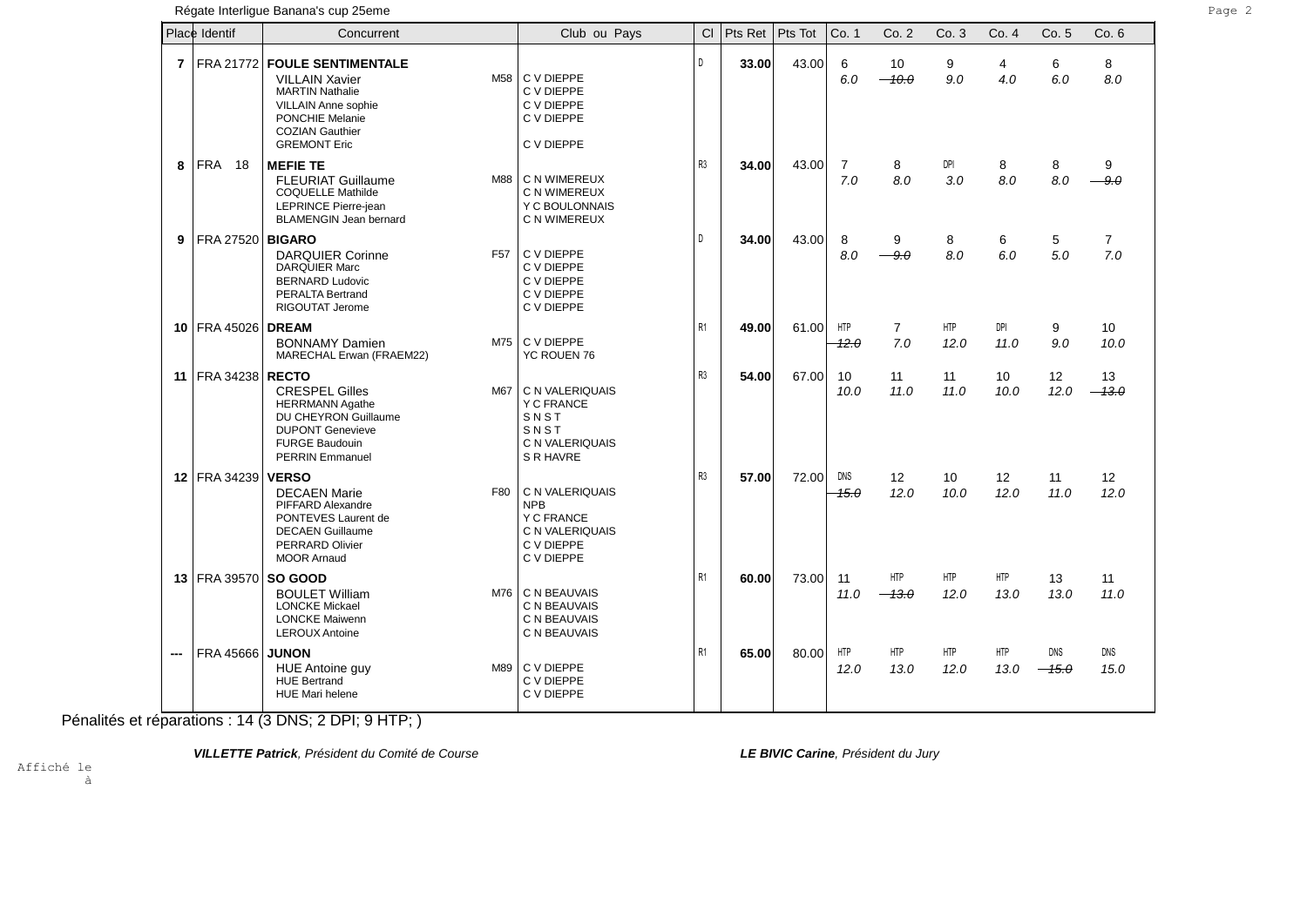Régate Interligue Banana's cup 25eme

| Place | Identif | Concurrent | | Club ou Pays | Cl | Pts Ret | Pts Tot | Co. 1 | Co. 2 | Co. 3 | Co. 4 | Co. 5 | Co. 6 |
|---|---|---|---|---|---|---|---|---|---|---|---|---|---|
| 7 | FRA 21772 | **FOULE SENTIMENTALE** | | | D | **33.00** | 43.00 | 6 | 10 | 9 | 4 | 6 | 8 |
| | | VILLAIN Xavier | M58 | C V DIEPPE | | | | *6.0* | ~~*10.0*~~ | *9.0* | *4.0* | *6.0* | *8.0* |
| | | MARTIN Nathalie | | C V DIEPPE | | | | | | | | | |
| | | VILLAIN Anne sophie | | C V DIEPPE | | | | | | | | | |
| | | PONCHIE Melanie | | C V DIEPPE | | | | | | | | | |
| | | COZIAN Gauthier | | | | | | | | | | | |
| | | GREMONT Eric | | C V DIEPPE | | | | | | | | | |
| 8 | FRA 18 | **MEFIE TE** | | | R3 | **34.00** | 43.00 | 7 | 8 | DPI | 8 | 8 | 9 |
| | | FLEURIAT Guillaume | M88 | C N WIMEREUX | | | | *7.0* | *8.0* | *3.0* | *8.0* | *8.0* | ~~*9.0*~~ |
| | | COQUELLE Mathilde | | C N WIMEREUX | | | | | | | | | |
| | | LEPRINCE Pierre-jean | | Y C BOULONNAIS | | | | | | | | | |
| | | BLAMENGIN Jean bernard | | C N WIMEREUX | | | | | | | | | |
| 9 | FRA 27520 | **BIGARO** | | | D | **34.00** | 43.00 | 8 | 9 | 8 | 6 | 5 | 7 |
| | | DARQUIER Corinne | F57 | C V DIEPPE | | | | *8.0* | ~~*9.0*~~ | *8.0* | *6.0* | *5.0* | *7.0* |
| | | DARQUIER Marc | | C V DIEPPE | | | | | | | | | |
| | | BERNARD Ludovic | | C V DIEPPE | | | | | | | | | |
| | | PERALTA Bertrand | | C V DIEPPE | | | | | | | | | |
| | | RIGOUTAT Jerome | | C V DIEPPE | | | | | | | | | |
| 10 | FRA 45026 | **DREAM** | | | R1 | **49.00** | 61.00 | HTP | 7 | HTP | DPI | 9 | 10 |
| | | BONNAMY Damien | M75 | C V DIEPPE | | | | ~~*12.0*~~ | *7.0* | *12.0* | *11.0* | *9.0* | *10.0* |
| | | MARECHAL Erwan (FRAEM22) | | YC ROUEN 76 | | | | | | | | | |
| 11 | FRA 34238 | **RECTO** | | | R3 | **54.00** | 67.00 | 10 | 11 | 11 | 10 | 12 | 13 |
| | | CRESPEL Gilles | M67 | C N VALERIQUAIS | | | | *10.0* | *11.0* | *11.0* | *10.0* | *12.0* | ~~*13.0*~~ |
| | | HERRMANN Agathe | | Y C FRANCE | | | | | | | | | |
| | | DU CHEYRON Guillaume | | S N S T | | | | | | | | | |
| | | DUPONT Genevieve | | S N S T | | | | | | | | | |
| | | FURGE Baudouin | | C N VALERIQUAIS | | | | | | | | | |
| | | PERRIN Emmanuel | | S R HAVRE | | | | | | | | | |
| 12 | FRA 34239 | **VERSO** | | | R3 | **57.00** | 72.00 | DNS | 12 | 10 | 12 | 11 | 12 |
| | | DECAEN Marie | F80 | C N VALERIQUAIS | | | | ~~*15.0*~~ | *12.0* | *10.0* | *12.0* | *11.0* | *12.0* |
| | | PIFFARD Alexandre | | NPB | | | | | | | | | |
| | | PONTEVES Laurent de | | Y C FRANCE | | | | | | | | | |
| | | DECAEN Guillaume | | C N VALERIQUAIS | | | | | | | | | |
| | | PERRARD Olivier | | C V DIEPPE | | | | | | | | | |
| | | MOOR Arnaud | | C V DIEPPE | | | | | | | | | |
| 13 | FRA 39570 | **SO GOOD** | | | R1 | **60.00** | 73.00 | 11 | HTP | HTP | HTP | 13 | 11 |
| | | BOULET William | M76 | C N BEAUVAIS | | | | *11.0* | ~~*13.0*~~ | *12.0* | *13.0* | *13.0* | *11.0* |
| | | LONCKE Mickael | | C N BEAUVAIS | | | | | | | | | |
| | | LONCKE Maiwenn | | C N BEAUVAIS | | | | | | | | | |
| | | LEROUX Antoine | | C N BEAUVAIS | | | | | | | | | |
| --- | FRA 45666 | **JUNON** | | | R1 | **65.00** | 80.00 | HTP | HTP | HTP | HTP | DNS | DNS |
| | | HUE Antoine guy | M89 | C V DIEPPE | | | | *12.0* | *13.0* | *12.0* | *13.0* | ~~*15.0*~~ | *15.0* |
| | | HUE Bertrand | | C V DIEPPE | | | | | | | | | |
| | | HUE Mari helene | | C V DIEPPE | | | | | | | | | |

Pénalités et réparations : 14 (3 DNS; 2 DPI; 9 HTP; )

***VILLETTE Patrick**, Président du Comité de Course*

***LE BIVIC Carine**, Président du Jury*

Affiché le
à